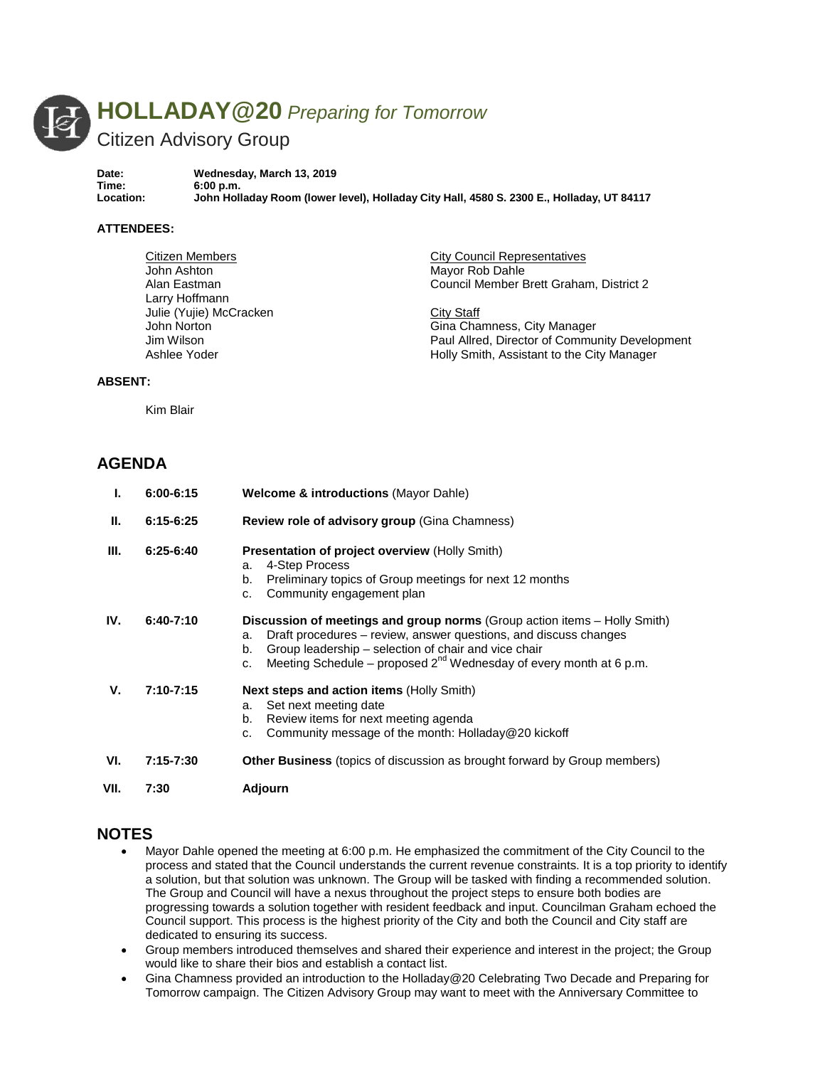# HOLLADAY@20 *Preparing for Tomorrow*

## Citizen Advisory Group

**Date:** Wednesday, March 13, 2019
**Time:** 6:00 p.m.
**Location:** John Holladay Room (lower level), Holladay City Hall, 4580 S. 2300 E., Holladay, UT 84117

**ATTENDEES:**

Citizen Members
John Ashton
Alan Eastman
Larry Hoffmann
Julie (Yujie) McCracken
John Norton
Jim Wilson
Ashlee Yoder

City Council Representatives
Mayor Rob Dahle
Council Member Brett Graham, District 2

City Staff
Gina Chamness, City Manager
Paul Allred, Director of Community Development
Holly Smith, Assistant to the City Manager

**ABSENT:**

Kim Blair

## AGENDA

| | | |
|---|---|---|
| **I.** | **6:00-6:15** | **Welcome & introductions** (Mayor Dahle) |
| **II.** | **6:15-6:25** | **Review role of advisory group** (Gina Chamness) |
| **III.** | **6:25-6:40** | **Presentation of project overview** (Holly Smith)<br>a. 4-Step Process<br>b. Preliminary topics of Group meetings for next 12 months<br>c. Community engagement plan |
| **IV.** | **6:40-7:10** | **Discussion of meetings and group norms** (Group action items – Holly Smith)<br>a. Draft procedures – review, answer questions, and discuss changes<br>b. Group leadership – selection of chair and vice chair<br>c. Meeting Schedule – proposed 2nd Wednesday of every month at 6 p.m. |
| **V.** | **7:10-7:15** | **Next steps and action items** (Holly Smith)<br>a. Set next meeting date<br>b. Review items for next meeting agenda<br>c. Community message of the month: Holladay@20 kickoff |
| **VI.** | **7:15-7:30** | **Other Business** (topics of discussion as brought forward by Group members) |
| **VII.** | **7:30** | **Adjourn** |

## NOTES

- Mayor Dahle opened the meeting at 6:00 p.m. He emphasized the commitment of the City Council to the process and stated that the Council understands the current revenue constraints. It is a top priority to identify a solution, but that solution was unknown. The Group will be tasked with finding a recommended solution. The Group and Council will have a nexus throughout the project steps to ensure both bodies are progressing towards a solution together with resident feedback and input. Councilman Graham echoed the Council support. This process is the highest priority of the City and both the Council and City staff are dedicated to ensuring its success.
- Group members introduced themselves and shared their experience and interest in the project; the Group would like to share their bios and establish a contact list.
- Gina Chamness provided an introduction to the Holladay@20 Celebrating Two Decade and Preparing for Tomorrow campaign. The Citizen Advisory Group may want to meet with the Anniversary Committee to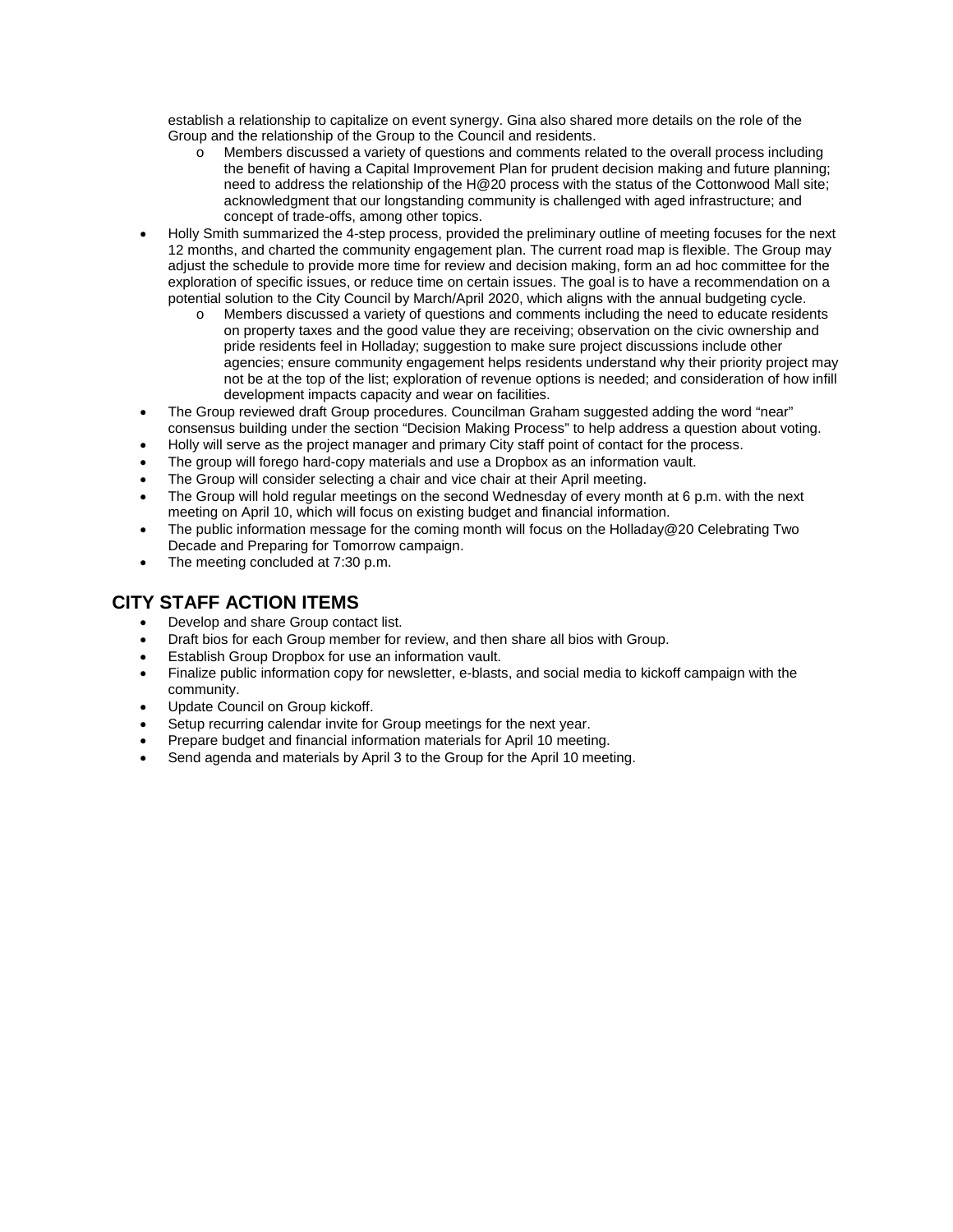establish a relationship to capitalize on event synergy. Gina also shared more details on the role of the Group and the relationship of the Group to the Council and residents.
  - Members discussed a variety of questions and comments related to the overall process including the benefit of having a Capital Improvement Plan for prudent decision making and future planning; need to address the relationship of the H@20 process with the status of the Cottonwood Mall site; acknowledgment that our longstanding community is challenged with aged infrastructure; and concept of trade-offs, among other topics.
- Holly Smith summarized the 4-step process, provided the preliminary outline of meeting focuses for the next 12 months, and charted the community engagement plan. The current road map is flexible. The Group may adjust the schedule to provide more time for review and decision making, form an ad hoc committee for the exploration of specific issues, or reduce time on certain issues. The goal is to have a recommendation on a potential solution to the City Council by March/April 2020, which aligns with the annual budgeting cycle.
  - Members discussed a variety of questions and comments including the need to educate residents on property taxes and the good value they are receiving; observation on the civic ownership and pride residents feel in Holladay; suggestion to make sure project discussions include other agencies; ensure community engagement helps residents understand why their priority project may not be at the top of the list; exploration of revenue options is needed; and consideration of how infill development impacts capacity and wear on facilities.
- The Group reviewed draft Group procedures. Councilman Graham suggested adding the word "near" consensus building under the section "Decision Making Process" to help address a question about voting.
- Holly will serve as the project manager and primary City staff point of contact for the process.
- The group will forego hard-copy materials and use a Dropbox as an information vault.
- The Group will consider selecting a chair and vice chair at their April meeting.
- The Group will hold regular meetings on the second Wednesday of every month at 6 p.m. with the next meeting on April 10, which will focus on existing budget and financial information.
- The public information message for the coming month will focus on the Holladay@20 Celebrating Two Decade and Preparing for Tomorrow campaign.
- The meeting concluded at 7:30 p.m.

## CITY STAFF ACTION ITEMS

- Develop and share Group contact list.
- Draft bios for each Group member for review, and then share all bios with Group.
- Establish Group Dropbox for use an information vault.
- Finalize public information copy for newsletter, e-blasts, and social media to kickoff campaign with the community.
- Update Council on Group kickoff.
- Setup recurring calendar invite for Group meetings for the next year.
- Prepare budget and financial information materials for April 10 meeting.
- Send agenda and materials by April 3 to the Group for the April 10 meeting.